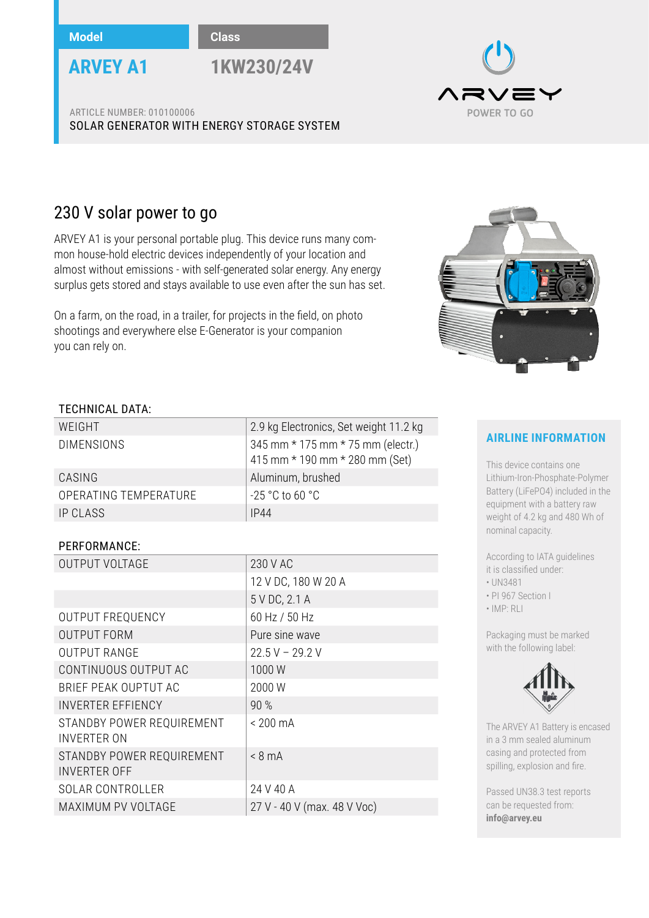**Model**

## ARVEY A1

**Class**

## 1KW230/24V

ARTICLE NUMBER: 010100006

SOLAR GENERATOR WITH ENERGY STORAGE SYSTEM

ARVEY

POWER TO GO

# 230 V solar power to go

ARVEY A1 is your personal portable plug. This device runs many common house-hold electric devices independently of your location and almost without emissions - with self-generated solar energy. Any energy surplus gets stored and stays available to use even after the sun has set.

On a farm, on the road, in a trailer, for projects in the field, on photo shootings and everywhere else E-Generator is your companion you can rely on.

TECHNICAL DATA:

| | |
|---|---|
| WEIGHT | 2.9 kg Electronics, Set weight 11.2 kg |
| DIMENSIONS | 345 mm * 175 mm * 75 mm (electr.)<br>415 mm * 190 mm * 280 mm (Set) |
| CASING | Aluminum, brushed |
| OPERATING TEMPERATURE | -25 °C to 60 °C |
| IP CLASS | IP44 |

PERFORMANCE:

| | |
|---|---|
| OUTPUT VOLTAGE | 230 V AC |
| | 12 V DC, 180 W 20 A |
| | 5 V DC, 2.1 A |
| OUTPUT FREQUENCY | 60 Hz / 50 Hz |
| OUTPUT FORM | Pure sine wave |
| OUTPUT RANGE | 22.5 V – 29.2 V |
| CONTINUOUS OUTPUT AC | 1000 W |
| BRIEF PEAK OUPTUT AC | 2000 W |
| INVERTER EFFIENCY | 90 % |
| STANDBY POWER REQUIREMENT INVERTER ON | < 200 mA |
| STANDBY POWER REQUIREMENT INVERTER OFF | < 8 mA |
| SOLAR CONTROLLER | 24 V 40 A |
| MAXIMUM PV VOLTAGE | 27 V - 40 V (max. 48 V Voc) |

### AIRLINE INFORMATION

This device contains one Lithium-Iron-Phosphate-Polymer Battery (LiFePO4) included in the equipment with a battery raw weight of 4.2 kg and 480 Wh of nominal capacity.

According to IATA guidelines it is classified under:

- UN3481
- PI 967 Section I
- IMP: RLI

Packaging must be marked with the following label:

The ARVEY A1 Battery is encased in a 3 mm sealed aluminum casing and protected from spilling, explosion and fire.

Passed UN38.3 test reports can be requested from: **info@arvey.eu**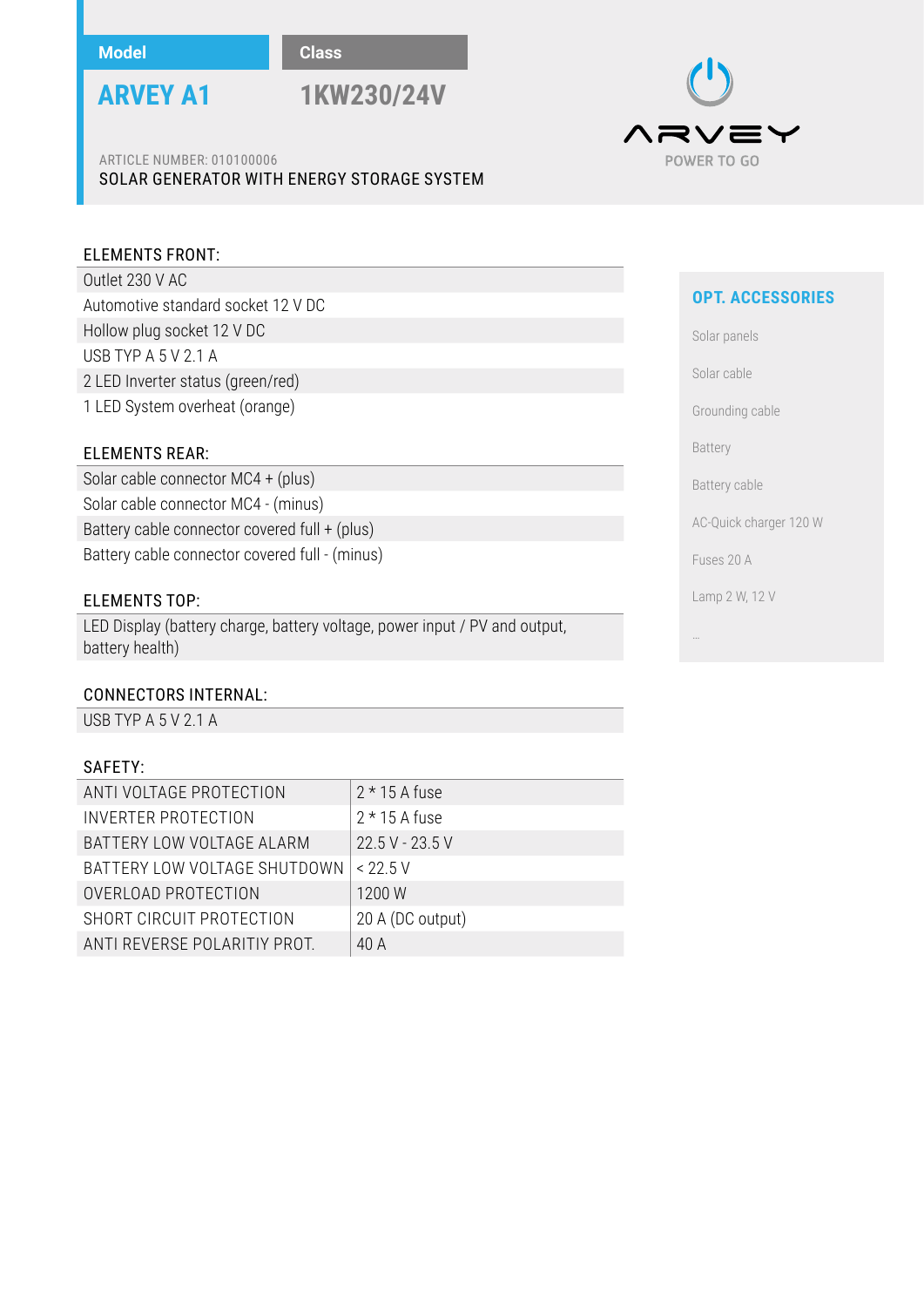| Model | Class |
|---|---|
| **ARVEY A1** | **1KW230/24V** |

ARVEY
POWER TO GO

ARTICLE NUMBER: 010100006
SOLAR GENERATOR WITH ENERGY STORAGE SYSTEM

## ELEMENTS FRONT:

- Outlet 230 V AC
- Automotive standard socket 12 V DC
- Hollow plug socket 12 V DC
- USB TYP A 5 V 2.1 A
- 2 LED Inverter status (green/red)
- 1 LED System overheat (orange)

## ELEMENTS REAR:

- Solar cable connector MC4 + (plus)
- Solar cable connector MC4 - (minus)
- Battery cable connector covered full + (plus)
- Battery cable connector covered full - (minus)

## ELEMENTS TOP:

- LED Display (battery charge, battery voltage, power input / PV and output, battery health)

## CONNECTORS INTERNAL:

- USB TYP A 5 V 2.1 A

## SAFETY:

| | |
|---|---|
| ANTI VOLTAGE PROTECTION | 2 * 15 A fuse |
| INVERTER PROTECTION | 2 * 15 A fuse |
| BATTERY LOW VOLTAGE ALARM | 22.5 V - 23.5 V |
| BATTERY LOW VOLTAGE SHUTDOWN | < 22.5 V |
| OVERLOAD PROTECTION | 1200 W |
| SHORT CIRCUIT PROTECTION | 20 A (DC output) |
| ANTI REVERSE POLARITIY PROT. | 40 A |

## OPT. ACCESSORIES

- Solar panels
- Solar cable
- Grounding cable
- Battery
- Battery cable
- AC-Quick charger 120 W
- Fuses 20 A
- Lamp 2 W, 12 V
- ...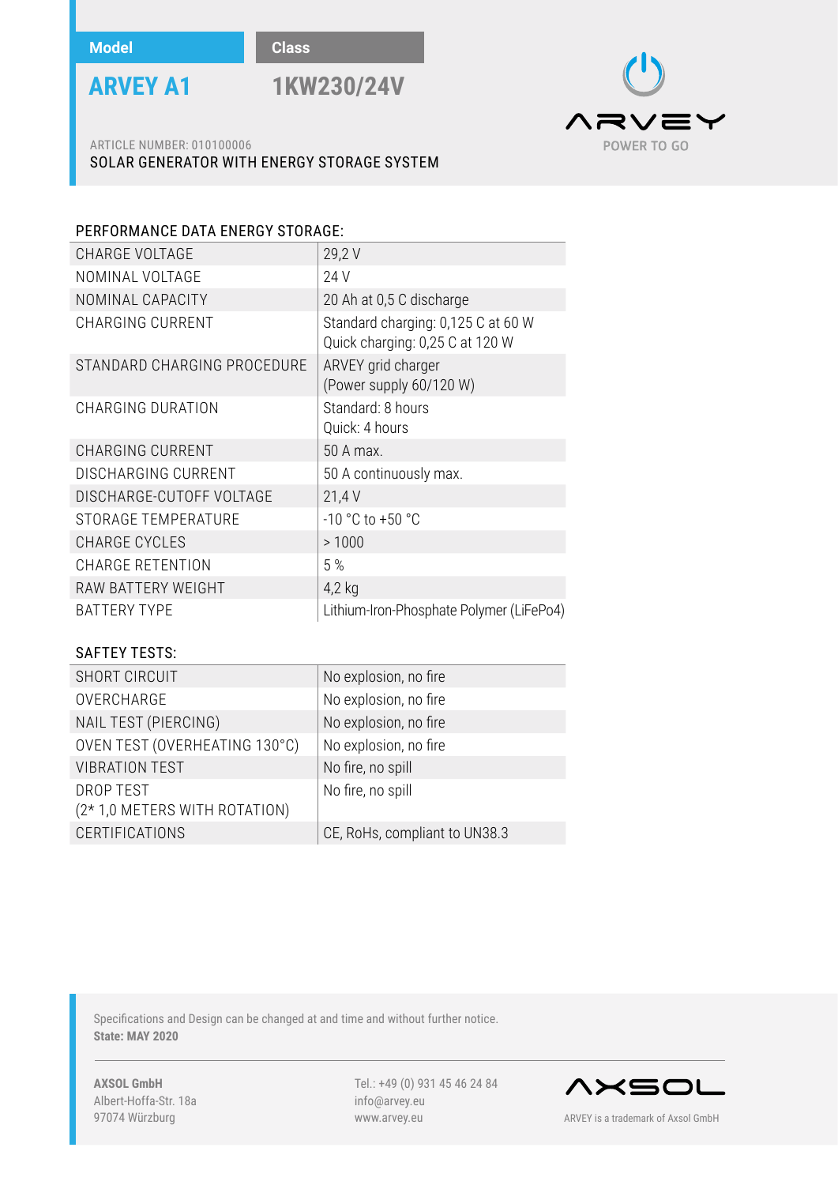| Model | Class |
| --- | --- |
| **ARVEY A1** | **1KW230/24V** |

ARVEY
POWER TO GO

ARTICLE NUMBER: 010100006

SOLAR GENERATOR WITH ENERGY STORAGE SYSTEM

PERFORMANCE DATA ENERGY STORAGE:

| | |
| --- | --- |
| CHARGE VOLTAGE | 29,2 V |
| NOMINAL VOLTAGE | 24 V |
| NOMINAL CAPACITY | 20 Ah at 0,5 C discharge |
| CHARGING CURRENT | Standard charging: 0,125 C at 60 W<br>Quick charging: 0,25 C at 120 W |
| STANDARD CHARGING PROCEDURE | ARVEY grid charger<br>(Power supply 60/120 W) |
| CHARGING DURATION | Standard: 8 hours<br>Quick: 4 hours |
| CHARGING CURRENT | 50 A max. |
| DISCHARGING CURRENT | 50 A continuously max. |
| DISCHARGE-CUTOFF VOLTAGE | 21,4 V |
| STORAGE TEMPERATURE | -10 °C to +50 °C |
| CHARGE CYCLES | > 1000 |
| CHARGE RETENTION | 5 % |
| RAW BATTERY WEIGHT | 4,2 kg |
| BATTERY TYPE | Lithium-Iron-Phosphate Polymer (LiFePo4) |

SAFTEY TESTS:

| | |
| --- | --- |
| SHORT CIRCUIT | No explosion, no fire |
| OVERCHARGE | No explosion, no fire |
| NAIL TEST (PIERCING) | No explosion, no fire |
| OVEN TEST (OVERHEATING 130°C) | No explosion, no fire |
| VIBRATION TEST | No fire, no spill |
| DROP TEST<br>(2* 1,0 METERS WITH ROTATION) | No fire, no spill |
| CERTIFICATIONS | CE, RoHs, compliant to UN38.3 |

Specifications and Design can be changed at and time and without further notice.
**State: MAY 2020**

**AXSOL GmbH**
Albert-Hoffa-Str. 18a
97074 Würzburg

Tel.: +49 (0) 931 45 46 24 84
info@arvey.eu
www.arvey.eu

AXSOL

ARVEY is a trademark of Axsol GmbH